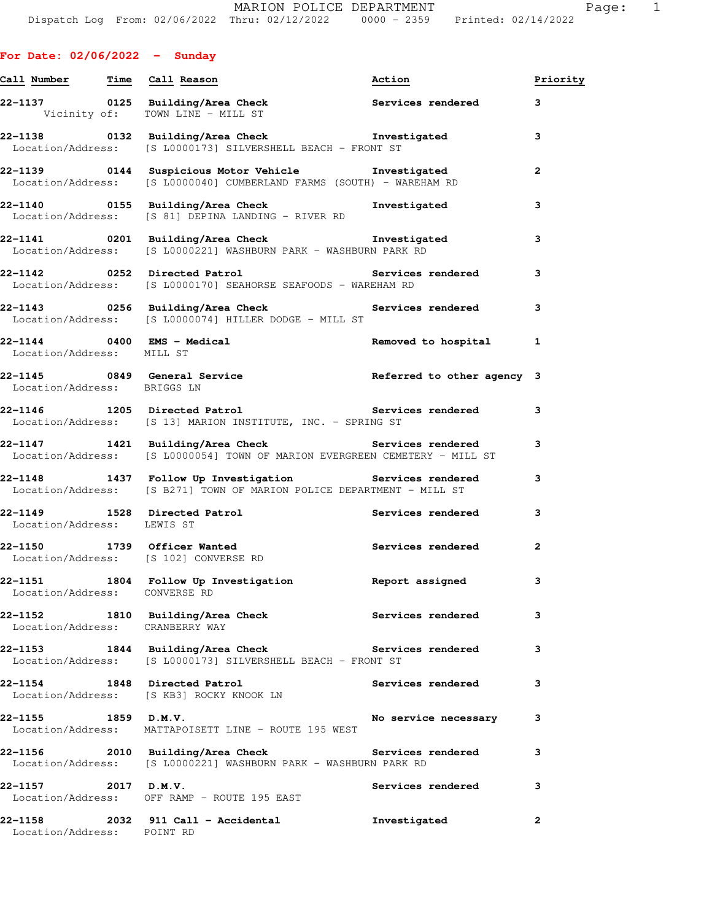# MARION POLICE DEPARTMENT

Dispatch Log From: 02/06/2022 Thru: 02/12/2022 0000 - 2359 Printed: 02/14/2022

## For Date: 02/06/2022 - Sunday

| Call Number | Time | Call Reason | Action | Priority |
|---|---|---|---|---|
| 22-1137 | 0125 | Building/Area Check<br>Vicinity of: TOWN LINE - MILL ST | Services rendered | 3 |
| 22-1138 | 0132 | Building/Area Check<br>Location/Address: [S L0000173] SILVERSHELL BEACH - FRONT ST | Investigated | 3 |
| 22-1139 | 0144 | Suspicious Motor Vehicle<br>Location/Address: [S L0000040] CUMBERLAND FARMS (SOUTH) - WAREHAM RD | Investigated | 2 |
| 22-1140 | 0155 | Building/Area Check<br>Location/Address: [S 81] DEPINA LANDING - RIVER RD | Investigated | 3 |
| 22-1141 | 0201 | Building/Area Check<br>Location/Address: [S L0000221] WASHBURN PARK - WASHBURN PARK RD | Investigated | 3 |
| 22-1142 | 0252 | Directed Patrol<br>Location/Address: [S L0000170] SEAHORSE SEAFOODS - WAREHAM RD | Services rendered | 3 |
| 22-1143 | 0256 | Building/Area Check<br>Location/Address: [S L0000074] HILLER DODGE - MILL ST | Services rendered | 3 |
| 22-1144 | 0400 | EMS - Medical<br>Location/Address: MILL ST | Removed to hospital | 1 |
| 22-1145 | 0849 | General Service<br>Location/Address: BRIGGS LN | Referred to other agency | 3 |
| 22-1146 | 1205 | Directed Patrol<br>Location/Address: [S 13] MARION INSTITUTE, INC. - SPRING ST | Services rendered | 3 |
| 22-1147 | 1421 | Building/Area Check<br>Location/Address: [S L0000054] TOWN OF MARION EVERGREEN CEMETERY - MILL ST | Services rendered | 3 |
| 22-1148 | 1437 | Follow Up Investigation<br>Location/Address: [S B271] TOWN OF MARION POLICE DEPARTMENT - MILL ST | Services rendered | 3 |
| 22-1149 | 1528 | Directed Patrol<br>Location/Address: LEWIS ST | Services rendered | 3 |
| 22-1150 | 1739 | Officer Wanted<br>Location/Address: [S 102] CONVERSE RD | Services rendered | 2 |
| 22-1151 | 1804 | Follow Up Investigation<br>Location/Address: CONVERSE RD | Report assigned | 3 |
| 22-1152 | 1810 | Building/Area Check<br>Location/Address: CRANBERRY WAY | Services rendered | 3 |
| 22-1153 | 1844 | Building/Area Check<br>Location/Address: [S L0000173] SILVERSHELL BEACH - FRONT ST | Services rendered | 3 |
| 22-1154 | 1848 | Directed Patrol<br>Location/Address: [S KB3] ROCKY KNOOK LN | Services rendered | 3 |
| 22-1155 | 1859 | D.M.V.<br>Location/Address: MATTAPOISETT LINE - ROUTE 195 WEST | No service necessary | 3 |
| 22-1156 | 2010 | Building/Area Check<br>Location/Address: [S L0000221] WASHBURN PARK - WASHBURN PARK RD | Services rendered | 3 |
| 22-1157 | 2017 | D.M.V.<br>Location/Address: OFF RAMP - ROUTE 195 EAST | Services rendered | 3 |
| 22-1158 | 2032 | 911 Call - Accidental<br>Location/Address: POINT RD | Investigated | 2 |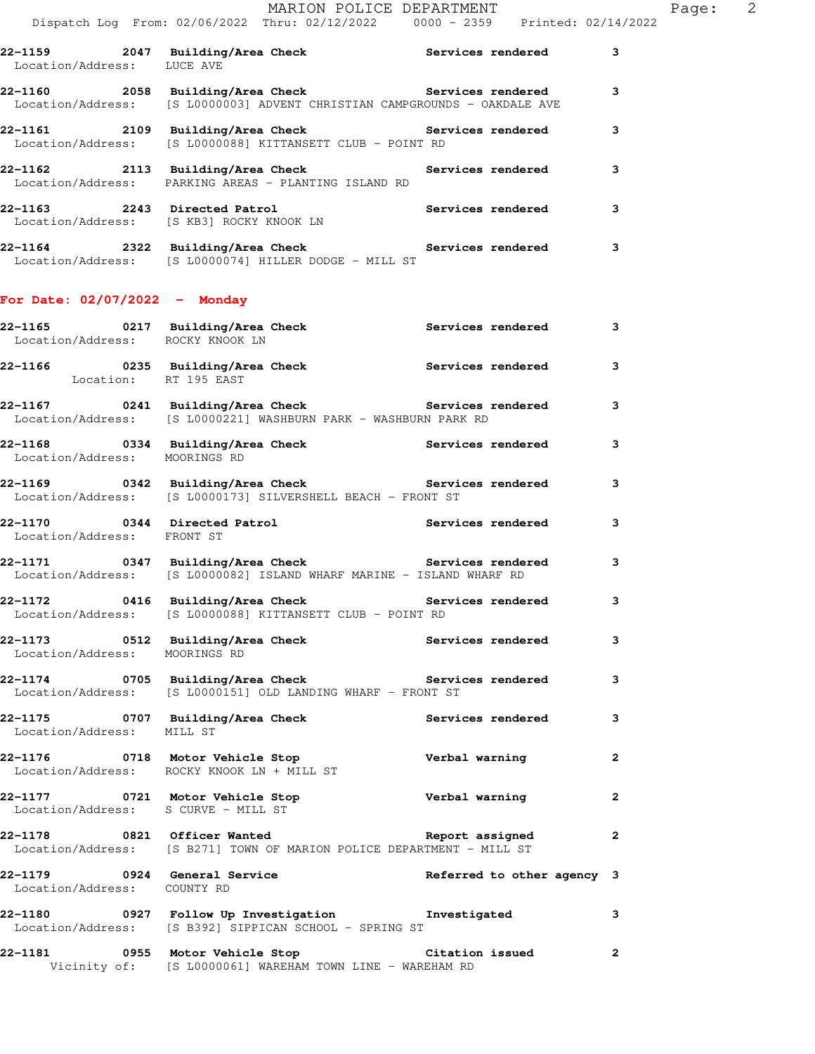| Call # | Time | Call Reason | Action | Priority |
|---|---|---|---|---|
| 22-1159 | 2047 | Building/Area Check | Services rendered | 3 |
| Location/Address: LUCE AVE | | | | |
| 22-1160 | 2058 | Building/Area Check | Services rendered | 3 |
| Location/Address: [S L0000003] ADVENT CHRISTIAN CAMPGROUNDS - OAKDALE AVE | | | | |
| 22-1161 | 2109 | Building/Area Check | Services rendered | 3 |
| Location/Address: [S L0000088] KITTANSETT CLUB - POINT RD | | | | |
| 22-1162 | 2113 | Building/Area Check | Services rendered | 3 |
| Location/Address: PARKING AREAS - PLANTING ISLAND RD | | | | |
| 22-1163 | 2243 | Directed Patrol | Services rendered | 3 |
| Location/Address: [S KB3] ROCKY KNOOK LN | | | | |
| 22-1164 | 2322 | Building/Area Check | Services rendered | 3 |
| Location/Address: [S L0000074] HILLER DODGE - MILL ST | | | | |

## For Date: 02/07/2022 - Monday

| Call # | Time | Call Reason | Action | Priority |
|---|---|---|---|---|
| 22-1165 | 0217 | Building/Area Check | Services rendered | 3 |
| Location/Address: ROCKY KNOOK LN | | | | |
| 22-1166 | 0235 | Building/Area Check | Services rendered | 3 |
| Location: RT 195 EAST | | | | |
| 22-1167 | 0241 | Building/Area Check | Services rendered | 3 |
| Location/Address: [S L0000221] WASHBURN PARK - WASHBURN PARK RD | | | | |
| 22-1168 | 0334 | Building/Area Check | Services rendered | 3 |
| Location/Address: MOORINGS RD | | | | |
| 22-1169 | 0342 | Building/Area Check | Services rendered | 3 |
| Location/Address: [S L0000173] SILVERSHELL BEACH - FRONT ST | | | | |
| 22-1170 | 0344 | Directed Patrol | Services rendered | 3 |
| Location/Address: FRONT ST | | | | |
| 22-1171 | 0347 | Building/Area Check | Services rendered | 3 |
| Location/Address: [S L0000082] ISLAND WHARF MARINE - ISLAND WHARF RD | | | | |
| 22-1172 | 0416 | Building/Area Check | Services rendered | 3 |
| Location/Address: [S L0000088] KITTANSETT CLUB - POINT RD | | | | |
| 22-1173 | 0512 | Building/Area Check | Services rendered | 3 |
| Location/Address: MOORINGS RD | | | | |
| 22-1174 | 0705 | Building/Area Check | Services rendered | 3 |
| Location/Address: [S L0000151] OLD LANDING WHARF - FRONT ST | | | | |
| 22-1175 | 0707 | Building/Area Check | Services rendered | 3 |
| Location/Address: MILL ST | | | | |
| 22-1176 | 0718 | Motor Vehicle Stop | Verbal warning | 2 |
| Location/Address: ROCKY KNOOK LN + MILL ST | | | | |
| 22-1177 | 0721 | Motor Vehicle Stop | Verbal warning | 2 |
| Location/Address: S CURVE - MILL ST | | | | |
| 22-1178 | 0821 | Officer Wanted | Report assigned | 2 |
| Location/Address: [S B271] TOWN OF MARION POLICE DEPARTMENT - MILL ST | | | | |
| 22-1179 | 0924 | General Service | Referred to other agency | 3 |
| Location/Address: COUNTY RD | | | | |
| 22-1180 | 0927 | Follow Up Investigation | Investigated | 3 |
| Location/Address: [S B392] SIPPICAN SCHOOL - SPRING ST | | | | |
| 22-1181 | 0955 | Motor Vehicle Stop | Citation issued | 2 |
| Vicinity of: [S L0000061] WAREHAM TOWN LINE - WAREHAM RD | | | | |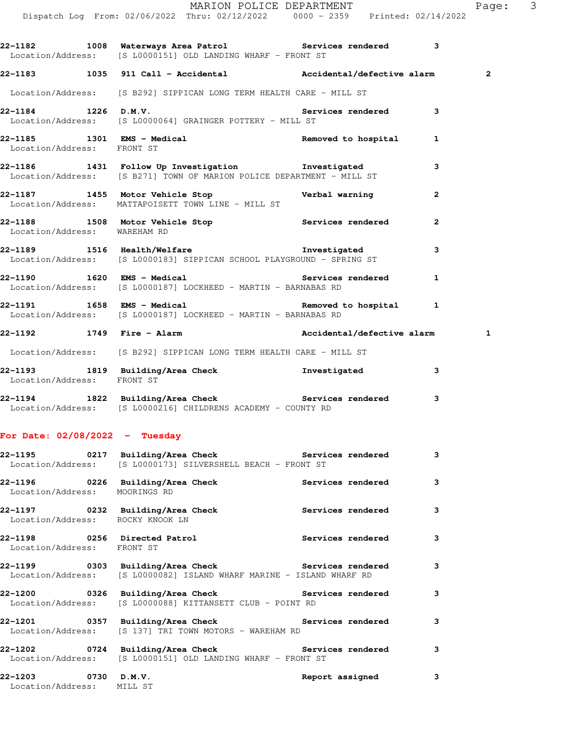22-1182 1008 **Waterways Area Patrol** Services rendered 3
Location/Address: [S L0000151] OLD LANDING WHARF - FRONT ST

22-1183 1035 **911 Call - Accidental** Accidental/defective alarm 2
Location/Address: [S B292] SIPPICAN LONG TERM HEALTH CARE - MILL ST

22-1184 1226 **D.M.V.** Services rendered 3
Location/Address: [S L0000064] GRAINGER POTTERY - MILL ST

22-1185 1301 **EMS - Medical** Removed to hospital 1
Location/Address: FRONT ST

22-1186 1431 **Follow Up Investigation** Investigated 3
Location/Address: [S B271] TOWN OF MARION POLICE DEPARTMENT - MILL ST

22-1187 1455 **Motor Vehicle Stop** Verbal warning 2
Location/Address: MATTAPOISETT TOWN LINE - MILL ST

22-1188 1508 **Motor Vehicle Stop** Services rendered 2
Location/Address: WAREHAM RD

22-1189 1516 **Health/Welfare** Investigated 3
Location/Address: [S L0000183] SIPPICAN SCHOOL PLAYGROUND - SPRING ST

22-1190 1620 **EMS - Medical** Services rendered 1
Location/Address: [S L0000187] LOCKHEED - MARTIN - BARNABAS RD

22-1191 1658 **EMS - Medical** Removed to hospital 1
Location/Address: [S L0000187] LOCKHEED - MARTIN - BARNABAS RD

22-1192 1749 **Fire - Alarm** Accidental/defective alarm 1
Location/Address: [S B292] SIPPICAN LONG TERM HEALTH CARE - MILL ST

22-1193 1819 **Building/Area Check** Investigated 3
Location/Address: FRONT ST

22-1194 1822 **Building/Area Check** Services rendered 3
Location/Address: [S L0000216] CHILDRENS ACADEMY - COUNTY RD

**For Date: 02/08/2022 - Tuesday**

22-1195 0217 **Building/Area Check** Services rendered 3
Location/Address: [S L0000173] SILVERSHELL BEACH - FRONT ST

22-1196 0226 **Building/Area Check** Services rendered 3
Location/Address: MOORINGS RD

22-1197 0232 **Building/Area Check** Services rendered 3
Location/Address: ROCKY KNOOK LN

22-1198 0256 **Directed Patrol** Services rendered 3
Location/Address: FRONT ST

22-1199 0303 **Building/Area Check** Services rendered 3
Location/Address: [S L0000082] ISLAND WHARF MARINE - ISLAND WHARF RD

22-1200 0326 **Building/Area Check** Services rendered 3
Location/Address: [S L0000088] KITTANSETT CLUB - POINT RD

22-1201 0357 **Building/Area Check** Services rendered 3
Location/Address: [S 137] TRI TOWN MOTORS - WAREHAM RD

22-1202 0724 **Building/Area Check** Services rendered 3
Location/Address: [S L0000151] OLD LANDING WHARF - FRONT ST

22-1203 0730 **D.M.V.** Report assigned 3
Location/Address: MILL ST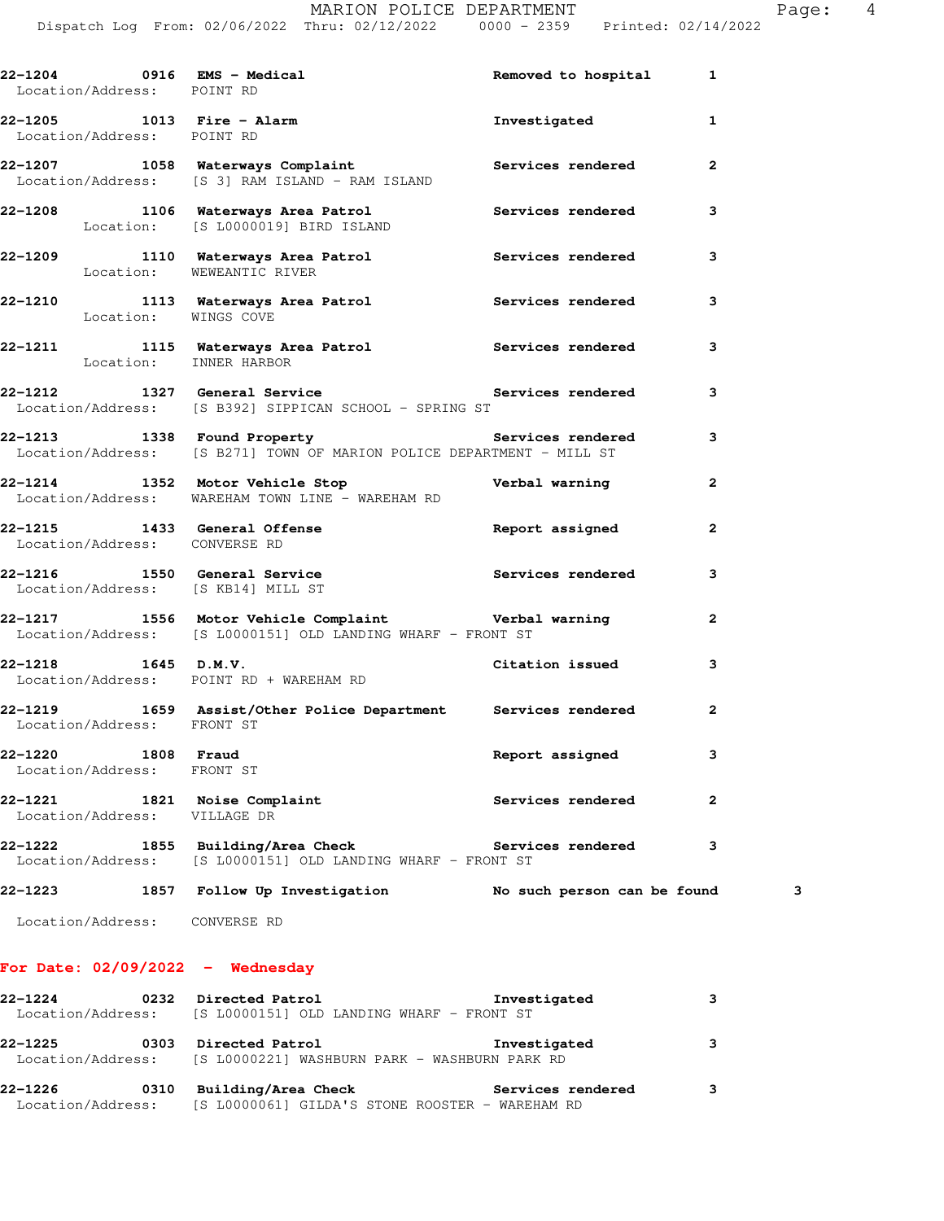| Call # | Time | Call Type | Action | Priority |
|---|---|---|---|---|
| 22-1204 | 0916 | EMS - Medical | Removed to hospital | 1 |
| Location/Address: POINT RD | | | | |
| 22-1205 | 1013 | Fire - Alarm | Investigated | 1 |
| Location/Address: POINT RD | | | | |
| 22-1207 | 1058 | Waterways Complaint | Services rendered | 2 |
| Location/Address: [S 3] RAM ISLAND - RAM ISLAND | | | | |
| 22-1208 | 1106 | Waterways Area Patrol | Services rendered | 3 |
| Location: [S L0000019] BIRD ISLAND | | | | |
| 22-1209 | 1110 | Waterways Area Patrol | Services rendered | 3 |
| Location: WEWEANTIC RIVER | | | | |
| 22-1210 | 1113 | Waterways Area Patrol | Services rendered | 3 |
| Location: WINGS COVE | | | | |
| 22-1211 | 1115 | Waterways Area Patrol | Services rendered | 3 |
| Location: INNER HARBOR | | | | |
| 22-1212 | 1327 | General Service | Services rendered | 3 |
| Location/Address: [S B392] SIPPICAN SCHOOL - SPRING ST | | | | |
| 22-1213 | 1338 | Found Property | Services rendered | 3 |
| Location/Address: [S B271] TOWN OF MARION POLICE DEPARTMENT - MILL ST | | | | |
| 22-1214 | 1352 | Motor Vehicle Stop | Verbal warning | 2 |
| Location/Address: WAREHAM TOWN LINE - WAREHAM RD | | | | |
| 22-1215 | 1433 | General Offense | Report assigned | 2 |
| Location/Address: CONVERSE RD | | | | |
| 22-1216 | 1550 | General Service | Services rendered | 3 |
| Location/Address: [S KB14] MILL ST | | | | |
| 22-1217 | 1556 | Motor Vehicle Complaint | Verbal warning | 2 |
| Location/Address: [S L0000151] OLD LANDING WHARF - FRONT ST | | | | |
| 22-1218 | 1645 | D.M.V. | Citation issued | 3 |
| Location/Address: POINT RD + WAREHAM RD | | | | |
| 22-1219 | 1659 | Assist/Other Police Department | Services rendered | 2 |
| Location/Address: FRONT ST | | | | |
| 22-1220 | 1808 | Fraud | Report assigned | 3 |
| Location/Address: FRONT ST | | | | |
| 22-1221 | 1821 | Noise Complaint | Services rendered | 2 |
| Location/Address: VILLAGE DR | | | | |
| 22-1222 | 1855 | Building/Area Check | Services rendered | 3 |
| Location/Address: [S L0000151] OLD LANDING WHARF - FRONT ST | | | | |
| 22-1223 | 1857 | Follow Up Investigation | No such person can be found | 3 |
| Location/Address: CONVERSE RD | | | | |

## For Date: 02/09/2022 - Wednesday

| Call # | Time | Call Type | Action | Priority |
|---|---|---|---|---|
| 22-1224 | 0232 | Directed Patrol | Investigated | 3 |
| Location/Address: [S L0000151] OLD LANDING WHARF - FRONT ST | | | | |
| 22-1225 | 0303 | Directed Patrol | Investigated | 3 |
| Location/Address: [S L0000221] WASHBURN PARK - WASHBURN PARK RD | | | | |
| 22-1226 | 0310 | Building/Area Check | Services rendered | 3 |
| Location/Address: [S L0000061] GILDA'S STONE ROOSTER - WAREHAM RD | | | | |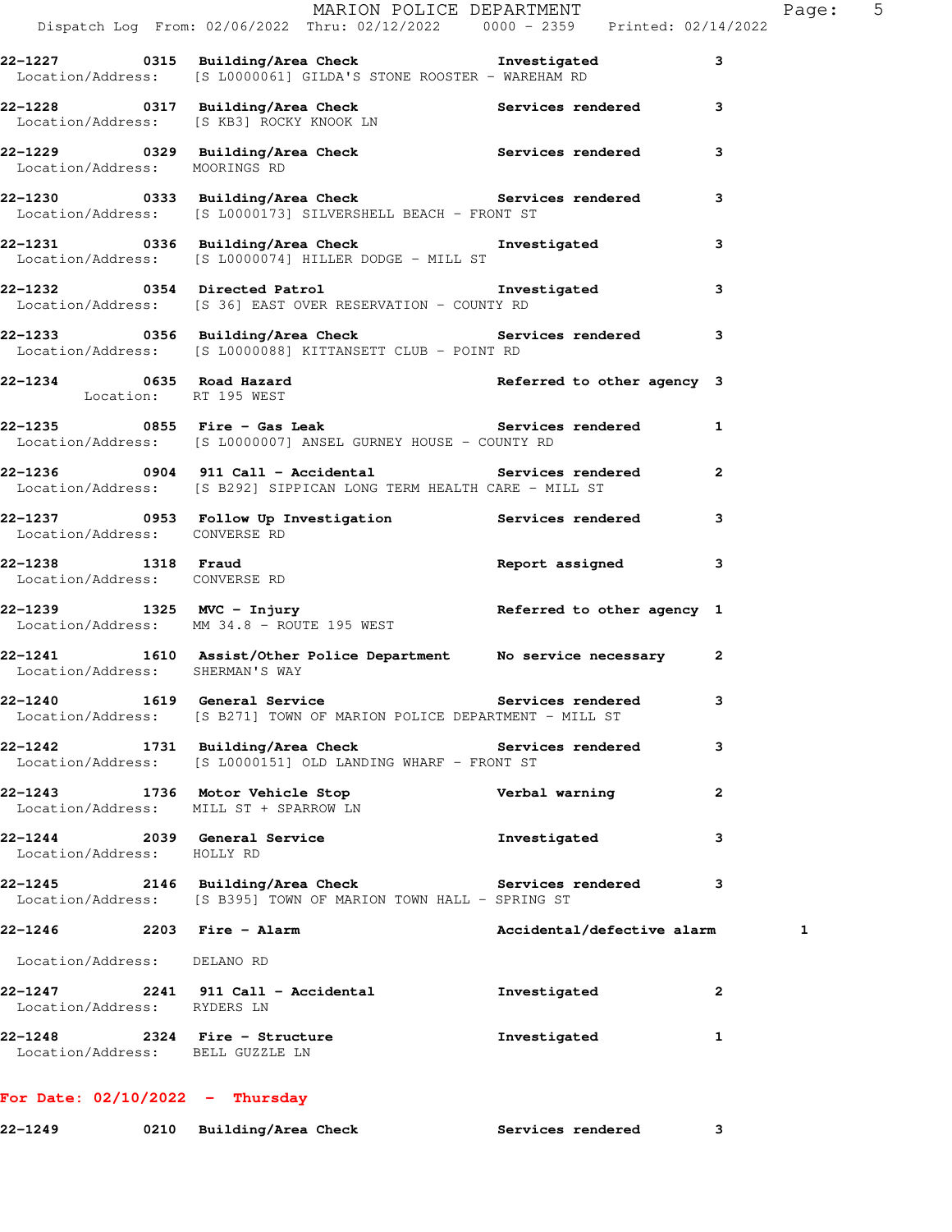22-1227 0315 Building/Area Check Investigated 3
Location/Address: [S L0000061] GILDA'S STONE ROOSTER - WAREHAM RD

22-1228 0317 Building/Area Check Services rendered 3
Location/Address: [S KB3] ROCKY KNOOK LN

22-1229 0329 Building/Area Check Services rendered 3
Location/Address: MOORINGS RD

22-1230 0333 Building/Area Check Services rendered 3
Location/Address: [S L0000173] SILVERSHELL BEACH - FRONT ST

22-1231 0336 Building/Area Check Investigated 3
Location/Address: [S L0000074] HILLER DODGE - MILL ST

22-1232 0354 Directed Patrol Investigated 3
Location/Address: [S 36] EAST OVER RESERVATION - COUNTY RD

22-1233 0356 Building/Area Check Services rendered 3
Location/Address: [S L0000088] KITTANSETT CLUB - POINT RD

22-1234 0635 Road Hazard Referred to other agency 3
Location: RT 195 WEST

22-1235 0855 Fire - Gas Leak Services rendered 1
Location/Address: [S L0000007] ANSEL GURNEY HOUSE - COUNTY RD

22-1236 0904 911 Call - Accidental Services rendered 2
Location/Address: [S B292] SIPPICAN LONG TERM HEALTH CARE - MILL ST

22-1237 0953 Follow Up Investigation Services rendered 3
Location/Address: CONVERSE RD

22-1238 1318 Fraud Report assigned 3
Location/Address: CONVERSE RD

22-1239 1325 MVC - Injury Referred to other agency 1
Location/Address: MM 34.8 - ROUTE 195 WEST

22-1241 1610 Assist/Other Police Department No service necessary 2
Location/Address: SHERMAN'S WAY

22-1240 1619 General Service Services rendered 3
Location/Address: [S B271] TOWN OF MARION POLICE DEPARTMENT - MILL ST

22-1242 1731 Building/Area Check Services rendered 3
Location/Address: [S L0000151] OLD LANDING WHARF - FRONT ST

22-1243 1736 Motor Vehicle Stop Verbal warning 2
Location/Address: MILL ST + SPARROW LN

22-1244 2039 General Service Investigated 3
Location/Address: HOLLY RD

22-1245 2146 Building/Area Check Services rendered 3
Location/Address: [S B395] TOWN OF MARION TOWN HALL - SPRING ST

22-1246 2203 Fire - Alarm Accidental/defective alarm 1
Location/Address: DELANO RD

22-1247 2241 911 Call - Accidental Investigated 2
Location/Address: RYDERS LN

22-1248 2324 Fire - Structure Investigated 1
Location/Address: BELL GUZZLE LN

**For Date: 02/10/2022 - Thursday**

22-1249 0210 Building/Area Check Services rendered 3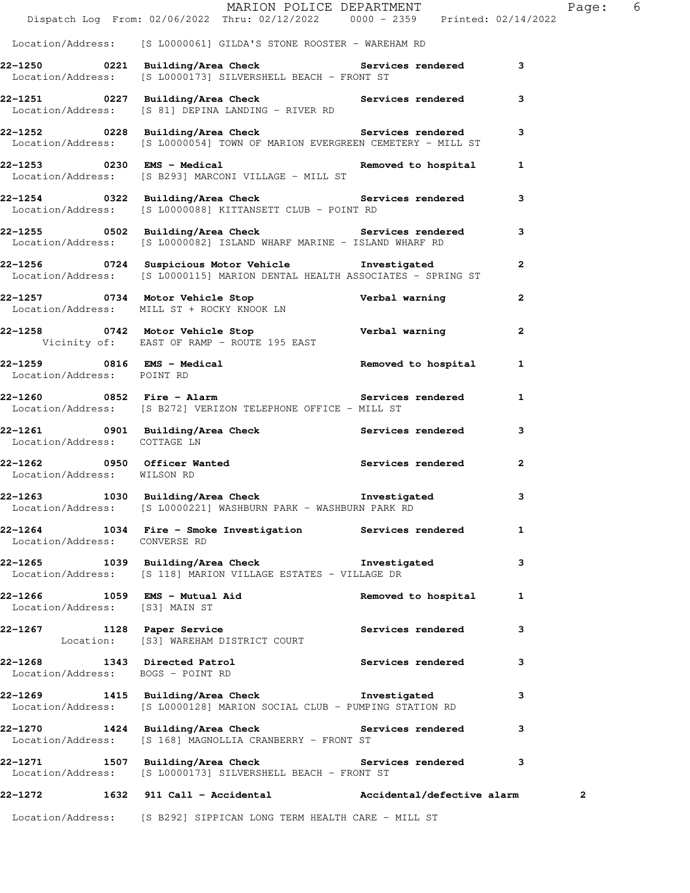Location/Address: [S L0000061] GILDA'S STONE ROOSTER - WAREHAM RD

**22-1250 0221 Building/Area Check** Services rendered 3
Location/Address: [S L0000173] SILVERSHELL BEACH - FRONT ST

**22-1251 0227 Building/Area Check** Services rendered 3
Location/Address: [S 81] DEPINA LANDING - RIVER RD

**22-1252 0228 Building/Area Check** Services rendered 3
Location/Address: [S L0000054] TOWN OF MARION EVERGREEN CEMETERY - MILL ST

**22-1253 0230 EMS - Medical** Removed to hospital 1
Location/Address: [S B293] MARCONI VILLAGE - MILL ST

**22-1254 0322 Building/Area Check** Services rendered 3
Location/Address: [S L0000088] KITTANSETT CLUB - POINT RD

**22-1255 0502 Building/Area Check** Services rendered 3
Location/Address: [S L0000082] ISLAND WHARF MARINE - ISLAND WHARF RD

**22-1256 0724 Suspicious Motor Vehicle** Investigated 2
Location/Address: [S L0000115] MARION DENTAL HEALTH ASSOCIATES - SPRING ST

**22-1257 0734 Motor Vehicle Stop** Verbal warning 2
Location/Address: MILL ST + ROCKY KNOOK LN

**22-1258 0742 Motor Vehicle Stop** Verbal warning 2
Vicinity of: EAST OF RAMP - ROUTE 195 EAST

**22-1259 0816 EMS - Medical** Removed to hospital 1
Location/Address: POINT RD

**22-1260 0852 Fire - Alarm** Services rendered 1
Location/Address: [S B272] VERIZON TELEPHONE OFFICE - MILL ST

**22-1261 0901 Building/Area Check** Services rendered 3
Location/Address: COTTAGE LN

**22-1262 0950 Officer Wanted** Services rendered 2
Location/Address: WILSON RD

**22-1263 1030 Building/Area Check** Investigated 3
Location/Address: [S L0000221] WASHBURN PARK - WASHBURN PARK RD

**22-1264 1034 Fire - Smoke Investigation** Services rendered 1
Location/Address: CONVERSE RD

**22-1265 1039 Building/Area Check** Investigated 3
Location/Address: [S 118] MARION VILLAGE ESTATES - VILLAGE DR

**22-1266 1059 EMS - Mutual Aid** Removed to hospital 1
Location/Address: [S3] MAIN ST

**22-1267 1128 Paper Service** Services rendered 3
Location: [S3] WAREHAM DISTRICT COURT

**22-1268 1343 Directed Patrol** Services rendered 3
Location/Address: BOGS - POINT RD

**22-1269 1415 Building/Area Check** Investigated 3
Location/Address: [S L0000128] MARION SOCIAL CLUB - PUMPING STATION RD

**22-1270 1424 Building/Area Check** Services rendered 3
Location/Address: [S 168] MAGNOLLIA CRANBERRY - FRONT ST

**22-1271 1507 Building/Area Check** Services rendered 3
Location/Address: [S L0000173] SILVERSHELL BEACH - FRONT ST

**22-1272 1632 911 Call - Accidental** Accidental/defective alarm 2
Location/Address: [S B292] SIPPICAN LONG TERM HEALTH CARE - MILL ST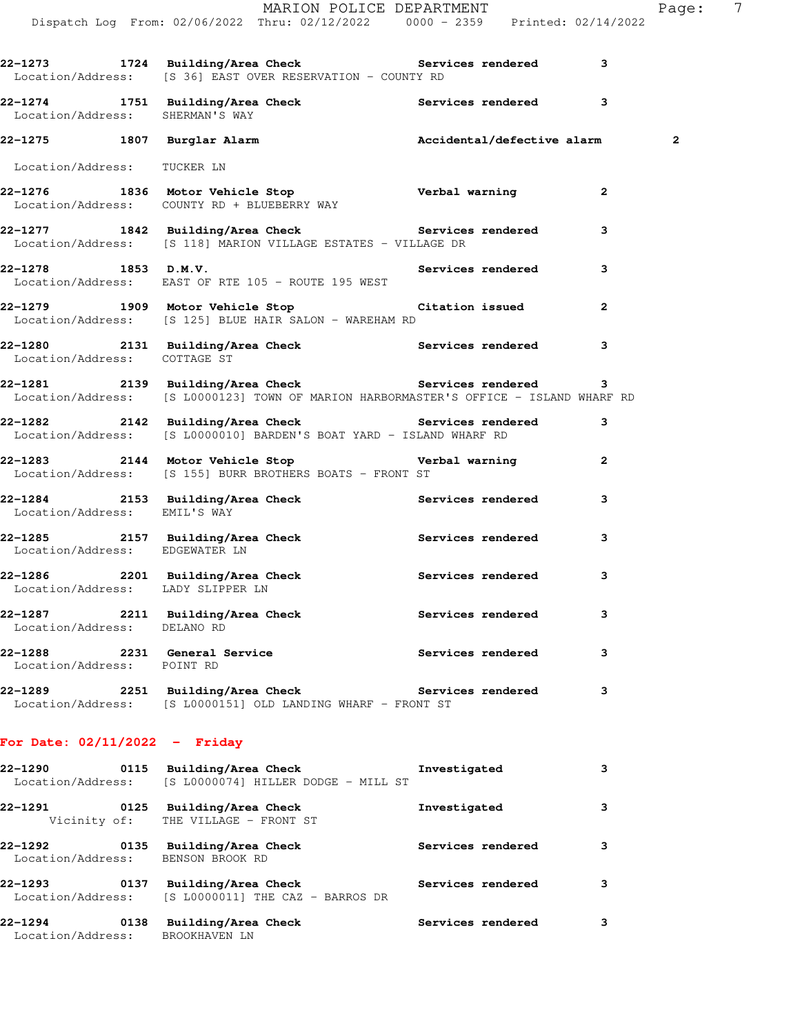**22-1273 1724 Building/Area Check** Services rendered 3
Location/Address: [S 36] EAST OVER RESERVATION - COUNTY RD

**22-1274 1751 Building/Area Check** Services rendered 3
Location/Address: SHERMAN'S WAY

**22-1275 1807 Burglar Alarm** Accidental/defective alarm 2
Location/Address: TUCKER LN

**22-1276 1836 Motor Vehicle Stop** Verbal warning 2
Location/Address: COUNTY RD + BLUEBERRY WAY

**22-1277 1842 Building/Area Check** Services rendered 3
Location/Address: [S 118] MARION VILLAGE ESTATES - VILLAGE DR

**22-1278 1853 D.M.V.** Services rendered 3
Location/Address: EAST OF RTE 105 - ROUTE 195 WEST

**22-1279 1909 Motor Vehicle Stop** Citation issued 2
Location/Address: [S 125] BLUE HAIR SALON - WAREHAM RD

**22-1280 2131 Building/Area Check** Services rendered 3
Location/Address: COTTAGE ST

**22-1281 2139 Building/Area Check** Services rendered 3
Location/Address: [S L0000123] TOWN OF MARION HARBORMASTER'S OFFICE - ISLAND WHARF RD

**22-1282 2142 Building/Area Check** Services rendered 3
Location/Address: [S L0000010] BARDEN'S BOAT YARD - ISLAND WHARF RD

**22-1283 2144 Motor Vehicle Stop** Verbal warning 2
Location/Address: [S 155] BURR BROTHERS BOATS - FRONT ST

**22-1284 2153 Building/Area Check** Services rendered 3
Location/Address: EMIL'S WAY

**22-1285 2157 Building/Area Check** Services rendered 3
Location/Address: EDGEWATER LN

**22-1286 2201 Building/Area Check** Services rendered 3
Location/Address: LADY SLIPPER LN

**22-1287 2211 Building/Area Check** Services rendered 3
Location/Address: DELANO RD

**22-1288 2231 General Service** Services rendered 3
Location/Address: POINT RD

**22-1289 2251 Building/Area Check** Services rendered 3
Location/Address: [S L0000151] OLD LANDING WHARF - FRONT ST

## For Date: 02/11/2022 - Friday

**22-1290 0115 Building/Area Check** Investigated 3
Location/Address: [S L0000074] HILLER DODGE - MILL ST

**22-1291 0125 Building/Area Check** Investigated 3
Vicinity of: THE VILLAGE - FRONT ST

**22-1292 0135 Building/Area Check** Services rendered 3
Location/Address: BENSON BROOK RD

**22-1293 0137 Building/Area Check** Services rendered 3
Location/Address: [S L0000011] THE CAZ - BARROS DR

**22-1294 0138 Building/Area Check** Services rendered 3
Location/Address: BROOKHAVEN LN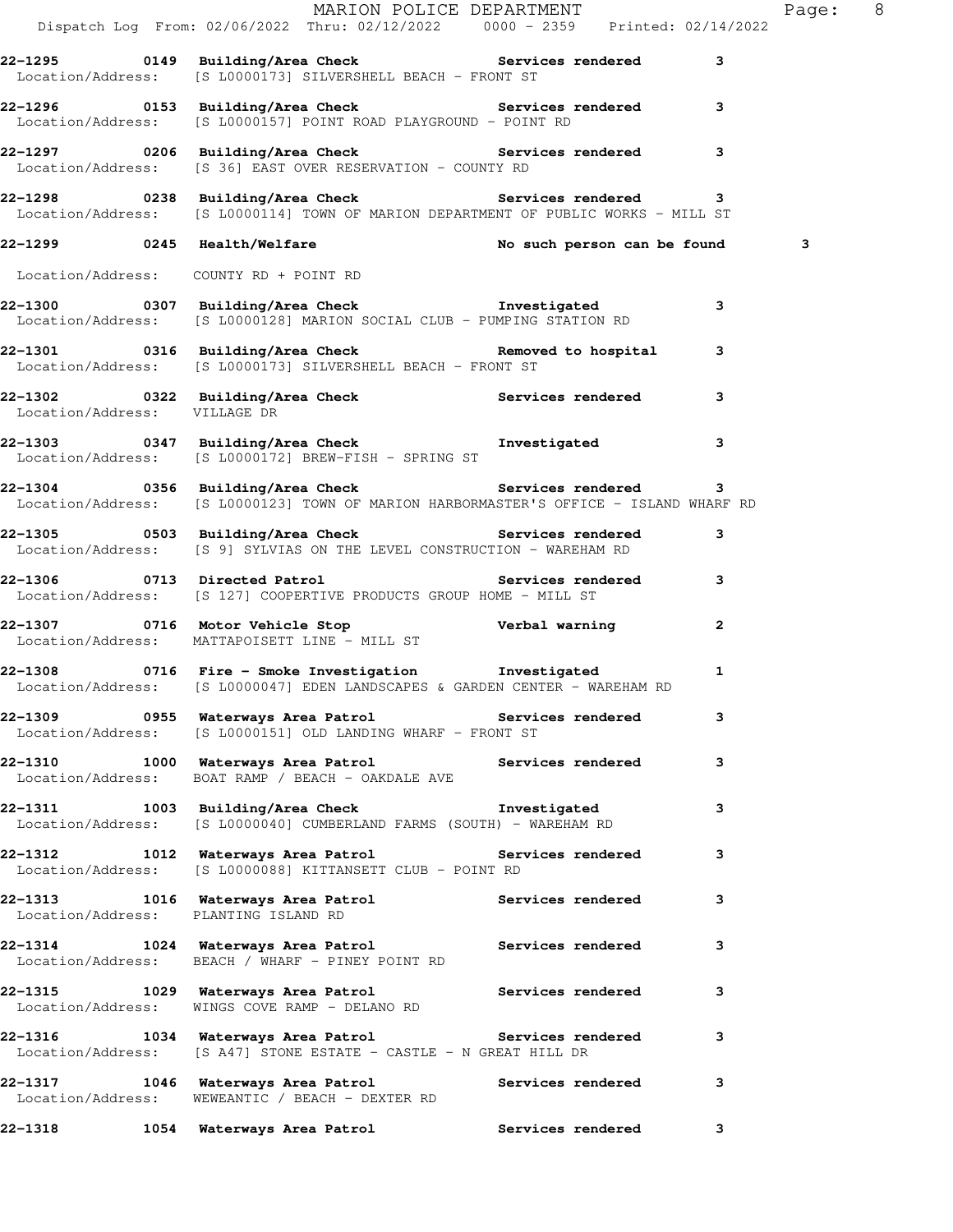22-1295 0149 Building/Area Check Services rendered 3
Location/Address: [S L0000173] SILVERSHELL BEACH - FRONT ST

22-1296 0153 Building/Area Check Services rendered 3
Location/Address: [S L0000157] POINT ROAD PLAYGROUND - POINT RD

22-1297 0206 Building/Area Check Services rendered 3
Location/Address: [S 36] EAST OVER RESERVATION - COUNTY RD

22-1298 0238 Building/Area Check Services rendered 3
Location/Address: [S L0000114] TOWN OF MARION DEPARTMENT OF PUBLIC WORKS - MILL ST

22-1299 0245 Health/Welfare No such person can be found 3
Location/Address: COUNTY RD + POINT RD

22-1300 0307 Building/Area Check Investigated 3
Location/Address: [S L0000128] MARION SOCIAL CLUB - PUMPING STATION RD

22-1301 0316 Building/Area Check Removed to hospital 3
Location/Address: [S L0000173] SILVERSHELL BEACH - FRONT ST

22-1302 0322 Building/Area Check Services rendered 3
Location/Address: VILLAGE DR

22-1303 0347 Building/Area Check Investigated 3
Location/Address: [S L0000172] BREW-FISH - SPRING ST

22-1304 0356 Building/Area Check Services rendered 3
Location/Address: [S L0000123] TOWN OF MARION HARBORMASTER'S OFFICE - ISLAND WHARF RD

22-1305 0503 Building/Area Check Services rendered 3
Location/Address: [S 9] SYLVIAS ON THE LEVEL CONSTRUCTION - WAREHAM RD

22-1306 0713 Directed Patrol Services rendered 3
Location/Address: [S 127] COOPERTIVE PRODUCTS GROUP HOME - MILL ST

22-1307 0716 Motor Vehicle Stop Verbal warning 2
Location/Address: MATTAPOISETT LINE - MILL ST

22-1308 0716 Fire - Smoke Investigation Investigated 1
Location/Address: [S L0000047] EDEN LANDSCAPES & GARDEN CENTER - WAREHAM RD

22-1309 0955 Waterways Area Patrol Services rendered 3
Location/Address: [S L0000151] OLD LANDING WHARF - FRONT ST

22-1310 1000 Waterways Area Patrol Services rendered 3
Location/Address: BOAT RAMP / BEACH - OAKDALE AVE

22-1311 1003 Building/Area Check Investigated 3
Location/Address: [S L0000040] CUMBERLAND FARMS (SOUTH) - WAREHAM RD

22-1312 1012 Waterways Area Patrol Services rendered 3
Location/Address: [S L0000088] KITTANSETT CLUB - POINT RD

22-1313 1016 Waterways Area Patrol Services rendered 3
Location/Address: PLANTING ISLAND RD

22-1314 1024 Waterways Area Patrol Services rendered 3
Location/Address: BEACH / WHARF - PINEY POINT RD

22-1315 1029 Waterways Area Patrol Services rendered 3
Location/Address: WINGS COVE RAMP - DELANO RD

22-1316 1034 Waterways Area Patrol Services rendered 3
Location/Address: [S A47] STONE ESTATE - CASTLE - N GREAT HILL DR

22-1317 1046 Waterways Area Patrol Services rendered 3
Location/Address: WEWEANTIC / BEACH - DEXTER RD

22-1318 1054 Waterways Area Patrol Services rendered 3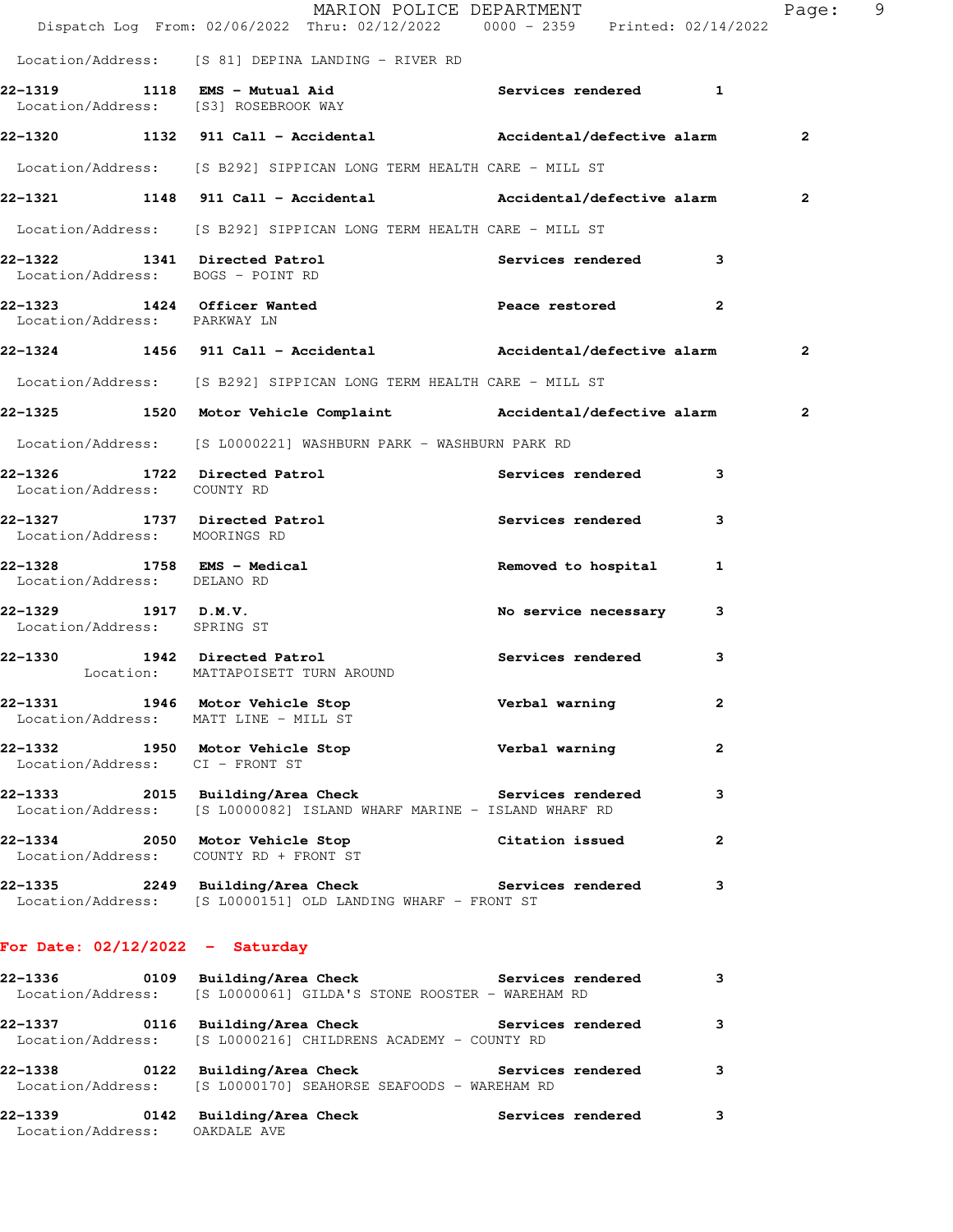Location/Address: [S 81] DEPINA LANDING - RIVER RD

**22-1319** 1118 **EMS - Mutual Aid** **Services rendered** **1**
Location/Address: [S3] ROSEBROOK WAY

**22-1320** 1132 **911 Call - Accidental** **Accidental/defective alarm** **2**
Location/Address: [S B292] SIPPICAN LONG TERM HEALTH CARE - MILL ST

**22-1321** 1148 **911 Call - Accidental** **Accidental/defective alarm** **2**
Location/Address: [S B292] SIPPICAN LONG TERM HEALTH CARE - MILL ST

**22-1322** 1341 **Directed Patrol** **Services rendered** **3**
Location/Address: BOGS - POINT RD

**22-1323** 1424 **Officer Wanted** **Peace restored** **2**
Location/Address: PARKWAY LN

**22-1324** 1456 **911 Call - Accidental** **Accidental/defective alarm** **2**
Location/Address: [S B292] SIPPICAN LONG TERM HEALTH CARE - MILL ST

**22-1325** 1520 **Motor Vehicle Complaint** **Accidental/defective alarm** **2**
Location/Address: [S L0000221] WASHBURN PARK - WASHBURN PARK RD

**22-1326** 1722 **Directed Patrol** **Services rendered** **3**
Location/Address: COUNTY RD

**22-1327** 1737 **Directed Patrol** **Services rendered** **3**
Location/Address: MOORINGS RD

**22-1328** 1758 **EMS - Medical** **Removed to hospital** **1**
Location/Address: DELANO RD

**22-1329** 1917 **D.M.V.** **No service necessary** **3**
Location/Address: SPRING ST

**22-1330** 1942 **Directed Patrol** **Services rendered** **3**
Location: MATTAPOISETT TURN AROUND

**22-1331** 1946 **Motor Vehicle Stop** **Verbal warning** **2**
Location/Address: MATT LINE - MILL ST

**22-1332** 1950 **Motor Vehicle Stop** **Verbal warning** **2**
Location/Address: CI - FRONT ST

**22-1333** 2015 **Building/Area Check** **Services rendered** **3**
Location/Address: [S L0000082] ISLAND WHARF MARINE - ISLAND WHARF RD

**22-1334** 2050 **Motor Vehicle Stop** **Citation issued** **2**
Location/Address: COUNTY RD + FRONT ST

**22-1335** 2249 **Building/Area Check** **Services rendered** **3**
Location/Address: [S L0000151] OLD LANDING WHARF - FRONT ST

## For Date: 02/12/2022 - Saturday

**22-1336** 0109 **Building/Area Check** **Services rendered** **3**
Location/Address: [S L0000061] GILDA'S STONE ROOSTER - WAREHAM RD

**22-1337** 0116 **Building/Area Check** **Services rendered** **3**
Location/Address: [S L0000216] CHILDRENS ACADEMY - COUNTY RD

**22-1338** 0122 **Building/Area Check** **Services rendered** **3**
Location/Address: [S L0000170] SEAHORSE SEAFOODS - WAREHAM RD

**22-1339** 0142 **Building/Area Check** **Services rendered** **3**
Location/Address: OAKDALE AVE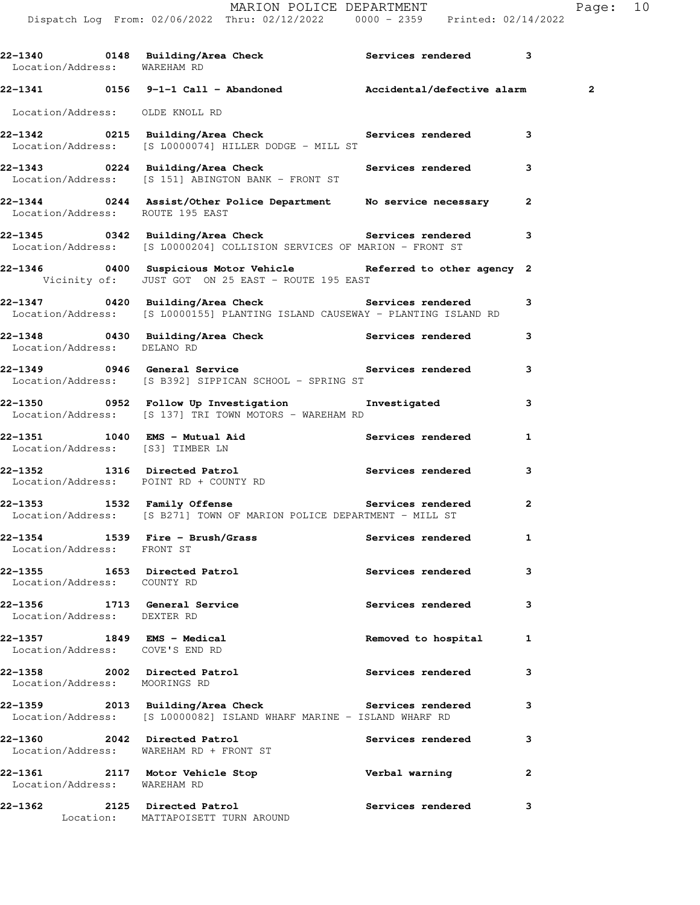**22-1340 0148 Building/Area Check Services rendered 3**
Location/Address: WAREHAM RD

**22-1341 0156 9-1-1 Call - Abandoned Accidental/defective alarm 2**
Location/Address: OLDE KNOLL RD

**22-1342 0215 Building/Area Check Services rendered 3**
Location/Address: [S L0000074] HILLER DODGE - MILL ST

**22-1343 0224 Building/Area Check Services rendered 3**
Location/Address: [S 151] ABINGTON BANK - FRONT ST

**22-1344 0244 Assist/Other Police Department No service necessary 2**
Location/Address: ROUTE 195 EAST

**22-1345 0342 Building/Area Check Services rendered 3**
Location/Address: [S L0000204] COLLISION SERVICES OF MARION - FRONT ST

**22-1346 0400 Suspicious Motor Vehicle Referred to other agency 2**
Vicinity of: JUST GOT ON 25 EAST - ROUTE 195 EAST

**22-1347 0420 Building/Area Check Services rendered 3**
Location/Address: [S L0000155] PLANTING ISLAND CAUSEWAY - PLANTING ISLAND RD

**22-1348 0430 Building/Area Check Services rendered 3**
Location/Address: DELANO RD

**22-1349 0946 General Service Services rendered 3**
Location/Address: [S B392] SIPPICAN SCHOOL - SPRING ST

**22-1350 0952 Follow Up Investigation Investigated 3**
Location/Address: [S 137] TRI TOWN MOTORS - WAREHAM RD

**22-1351 1040 EMS - Mutual Aid Services rendered 1**
Location/Address: [S3] TIMBER LN

**22-1352 1316 Directed Patrol Services rendered 3**
Location/Address: POINT RD + COUNTY RD

**22-1353 1532 Family Offense Services rendered 2**
Location/Address: [S B271] TOWN OF MARION POLICE DEPARTMENT - MILL ST

**22-1354 1539 Fire - Brush/Grass Services rendered 1**
Location/Address: FRONT ST

**22-1355 1653 Directed Patrol Services rendered 3**
Location/Address: COUNTY RD

**22-1356 1713 General Service Services rendered 3**
Location/Address: DEXTER RD

**22-1357 1849 EMS - Medical Removed to hospital 1**
Location/Address: COVE'S END RD

**22-1358 2002 Directed Patrol Services rendered 3**
Location/Address: MOORINGS RD

**22-1359 2013 Building/Area Check Services rendered 3**
Location/Address: [S L0000082] ISLAND WHARF MARINE - ISLAND WHARF RD

**22-1360 2042 Directed Patrol Services rendered 3**
Location/Address: WAREHAM RD + FRONT ST

**22-1361 2117 Motor Vehicle Stop Verbal warning 2**
Location/Address: WAREHAM RD

**22-1362 2125 Directed Patrol Services rendered 3**
Location: MATTAPOISETT TURN AROUND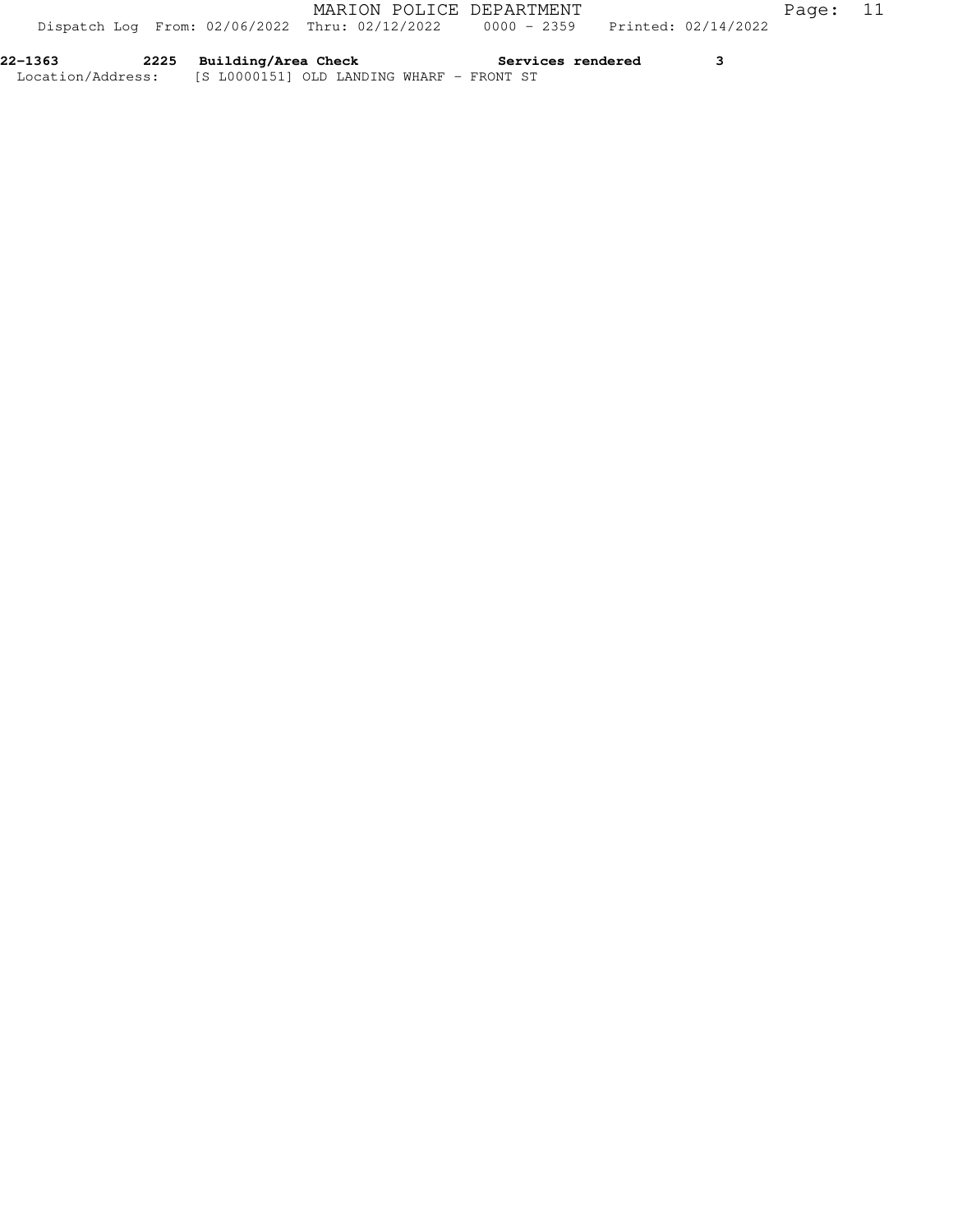**22-1363 2225 Building/Area Check Services rendered 3**

Location/Address: [S L0000151] OLD LANDING WHARF - FRONT ST